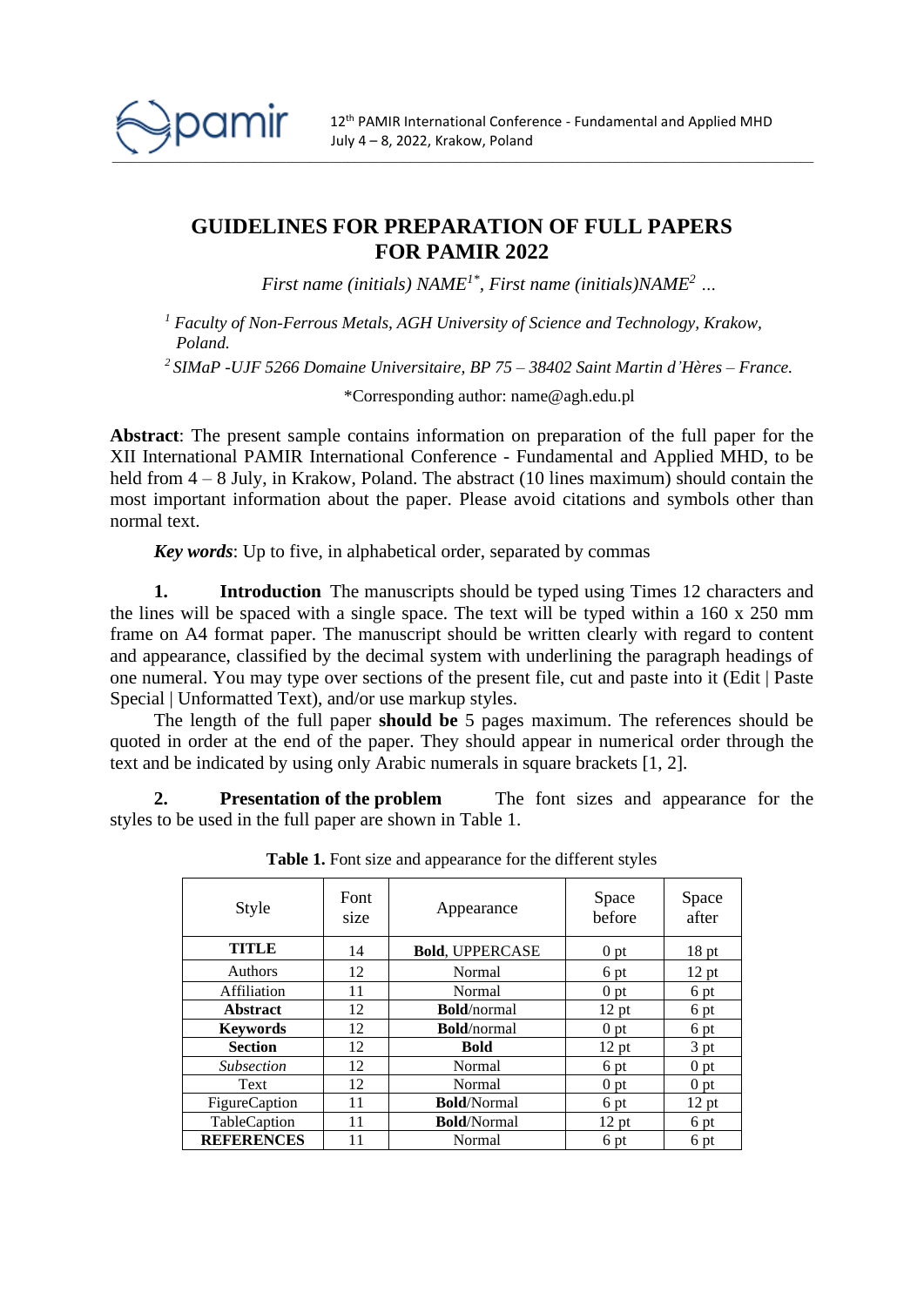# GUIDELINES FOR PREPARATION OF FULL PAPERS FOR PAMIR 2022

*First name (initials) NAME[1*], First name (initials)NAME[2] …*

[1] *Faculty of Non-Ferrous Metals, AGH University of Science and Technology, Krakow, Poland.*

[2] *SIMaP -UJF 5266 Domaine Universitaire, BP 75 – 38402 Saint Martin d'Hères – France.*

*Corresponding author: name@agh.edu.pl

**Abstract**: The present sample contains information on preparation of the full paper for the XII International PAMIR International Conference - Fundamental and Applied MHD, to be held from 4 – 8 July, in Krakow, Poland. The abstract (10 lines maximum) should contain the most important information about the paper. Please avoid citations and symbols other than normal text.

***Key words***: Up to five, in alphabetical order, separated by commas

**1. Introduction** The manuscripts should be typed using Times 12 characters and the lines will be spaced with a single space. The text will be typed within a 160 x 250 mm frame on A4 format paper. The manuscript should be written clearly with regard to content and appearance, classified by the decimal system with underlining the paragraph headings of one numeral. You may type over sections of the present file, cut and paste into it (Edit | Paste Special | Unformatted Text), and/or use markup styles.

The length of the full paper **should be** 5 pages maximum. The references should be quoted in order at the end of the paper. They should appear in numerical order through the text and be indicated by using only Arabic numerals in square brackets [1, 2].

**2. Presentation of the problem** The font sizes and appearance for the styles to be used in the full paper are shown in Table 1.

**Table 1.** Font size and appearance for the different styles

| Style | Font size | Appearance | Space before | Space after |
|---|---|---|---|---|
| **TITLE** | 14 | **Bold**, UPPERCASE | 0 pt | 18 pt |
| Authors | 12 | Normal | 6 pt | 12 pt |
| Affiliation | 11 | Normal | 0 pt | 6 pt |
| **Abstract** | 12 | **Bold**/normal | 12 pt | 6 pt |
| **Keywords** | 12 | **Bold**/normal | 0 pt | 6 pt |
| **Section** | 12 | **Bold** | 12 pt | 3 pt |
| *Subsection* | 12 | Normal | 6 pt | 0 pt |
| Text | 12 | Normal | 0 pt | 0 pt |
| FigureCaption | 11 | **Bold**/Normal | 6 pt | 12 pt |
| TableCaption | 11 | **Bold**/Normal | 12 pt | 6 pt |
| **REFERENCES** | 11 | Normal | 6 pt | 6 pt |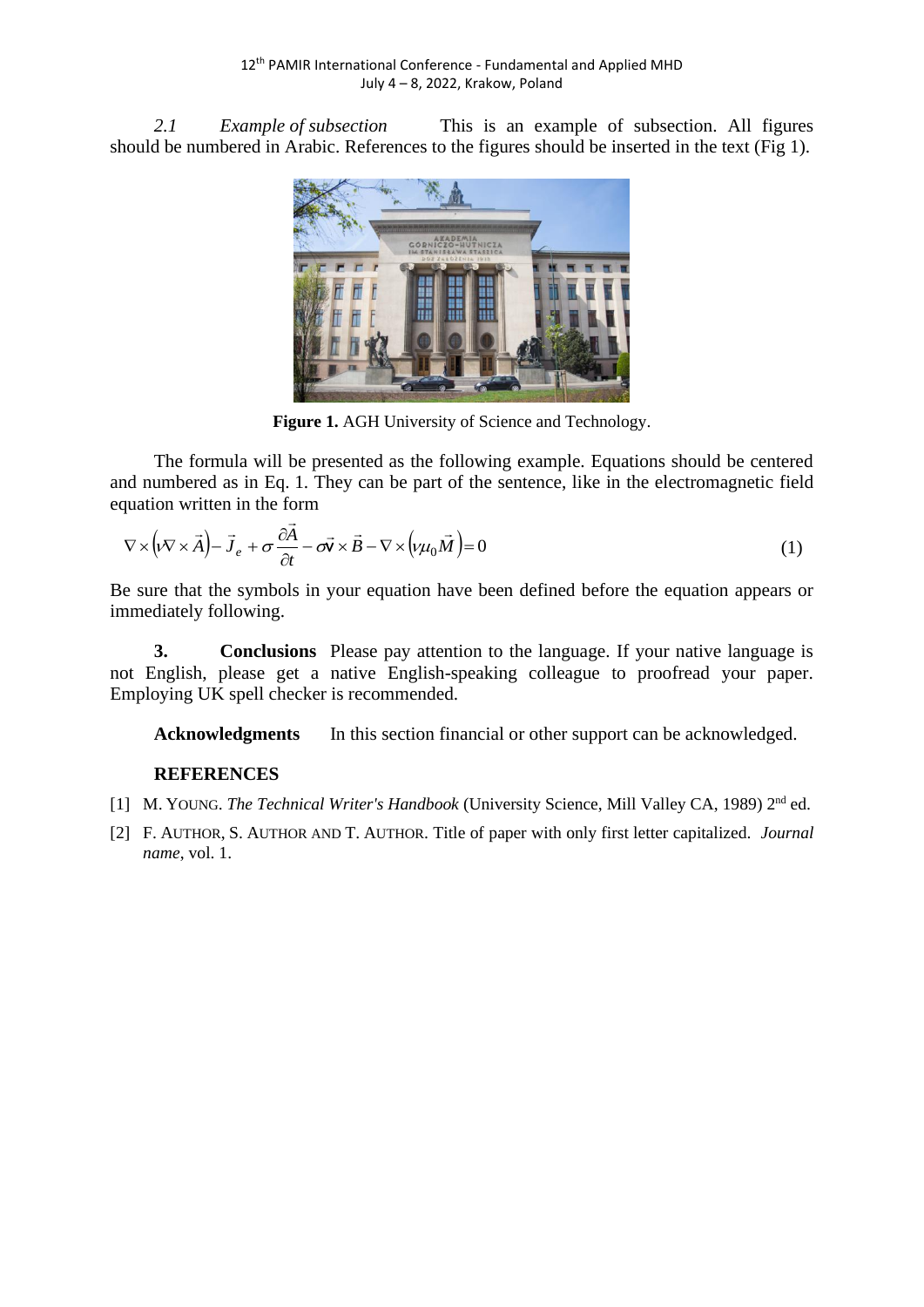*2.1 Example of subsection* This is an example of subsection. All figures should be numbered in Arabic. References to the figures should be inserted in the text (Fig 1).

**Figure 1.** AGH University of Science and Technology.

The formula will be presented as the following example. Equations should be centered and numbered as in Eq. 1. They can be part of the sentence, like in the electromagnetic field equation written in the form

$$\nabla \times \left(\nu \nabla \times \vec{A}\right) - \vec{J}_e + \sigma \frac{\partial \vec{A}}{\partial t} - \sigma \vec{\mathbf{v}} \times \vec{B} - \nabla \times \left(\nu \mu_0 \vec{M}\right) = 0 \qquad (1)$$

Be sure that the symbols in your equation have been defined before the equation appears or immediately following.

**3. Conclusions** Please pay attention to the language. If your native language is not English, please get a native English-speaking colleague to proofread your paper. Employing UK spell checker is recommended.

**Acknowledgments** In this section financial or other support can be acknowledged.

**REFERENCES**

[1] M. YOUNG. *The Technical Writer's Handbook* (University Science, Mill Valley CA, 1989) 2nd ed.

[2] F. AUTHOR, S. AUTHOR AND T. AUTHOR. Title of paper with only first letter capitalized. *Journal name*, vol. 1.